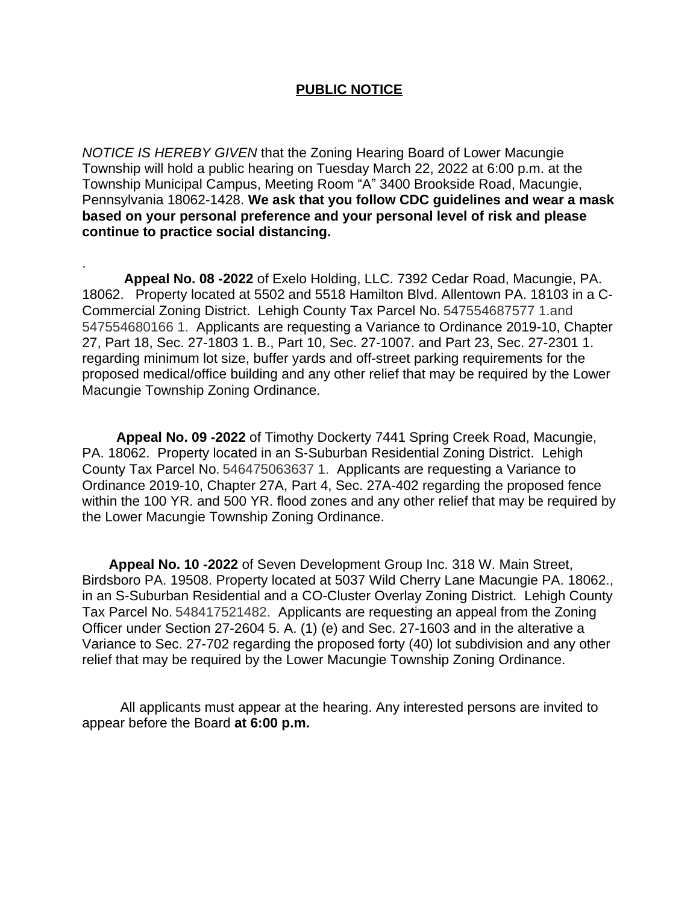**PUBLIC NOTICE**

*NOTICE IS HEREBY GIVEN* that the Zoning Hearing Board of Lower Macungie Township will hold a public hearing on Tuesday March 22, 2022 at 6:00 p.m. at the Township Municipal Campus, Meeting Room "A" 3400 Brookside Road, Macungie, Pennsylvania 18062-1428. **We ask that you follow CDC guidelines and wear a mask based on your personal preference and your personal level of risk and please continue to practice social distancing.**

.

**Appeal No. 08 -2022** of Exelo Holding, LLC. 7392 Cedar Road, Macungie, PA. 18062. Property located at 5502 and 5518 Hamilton Blvd. Allentown PA. 18103 in a C-Commercial Zoning District. Lehigh County Tax Parcel No. 547554687577 1.and 547554680166 1. Applicants are requesting a Variance to Ordinance 2019-10, Chapter 27, Part 18, Sec. 27-1803 1. B., Part 10, Sec. 27-1007. and Part 23, Sec. 27-2301 1. regarding minimum lot size, buffer yards and off-street parking requirements for the proposed medical/office building and any other relief that may be required by the Lower Macungie Township Zoning Ordinance.

**Appeal No. 09 -2022** of Timothy Dockerty 7441 Spring Creek Road, Macungie, PA. 18062. Property located in an S-Suburban Residential Zoning District. Lehigh County Tax Parcel No. 546475063637 1. Applicants are requesting a Variance to Ordinance 2019-10, Chapter 27A, Part 4, Sec. 27A-402 regarding the proposed fence within the 100 YR. and 500 YR. flood zones and any other relief that may be required by the Lower Macungie Township Zoning Ordinance.

**Appeal No. 10 -2022** of Seven Development Group Inc. 318 W. Main Street, Birdsboro PA. 19508. Property located at 5037 Wild Cherry Lane Macungie PA. 18062., in an S-Suburban Residential and a CO-Cluster Overlay Zoning District. Lehigh County Tax Parcel No. 548417521482. Applicants are requesting an appeal from the Zoning Officer under Section 27-2604 5. A. (1) (e) and Sec. 27-1603 and in the alterative a Variance to Sec. 27-702 regarding the proposed forty (40) lot subdivision and any other relief that may be required by the Lower Macungie Township Zoning Ordinance.

All applicants must appear at the hearing. Any interested persons are invited to appear before the Board **at 6:00 p.m.**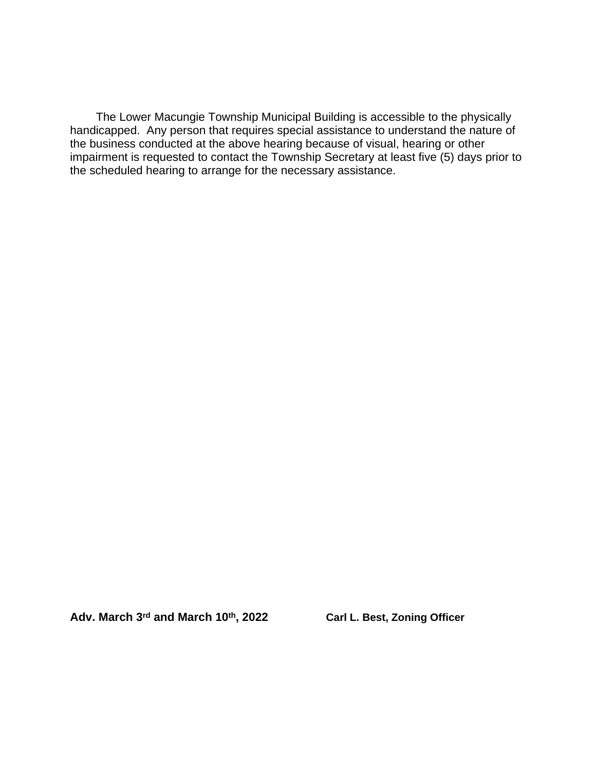The Lower Macungie Township Municipal Building is accessible to the physically handicapped. Any person that requires special assistance to understand the nature of the business conducted at the above hearing because of visual, hearing or other impairment is requested to contact the Township Secretary at least five (5) days prior to the scheduled hearing to arrange for the necessary assistance.

**Adv. March 3rd and March 10th, 2022** **Carl L. Best, Zoning Officer**